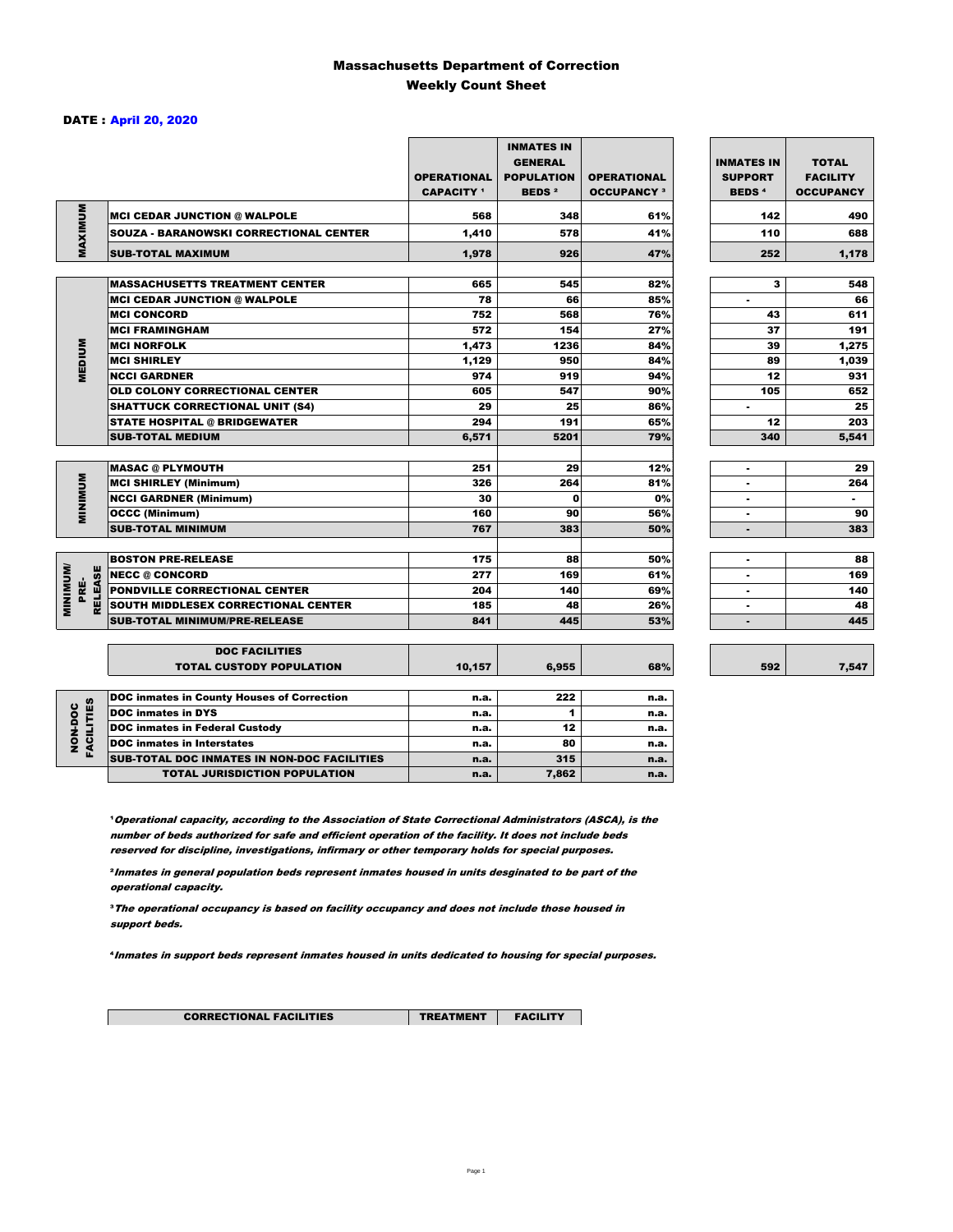# Massachusetts Department of Correction
## Weekly Count Sheet

**DATE : April 20, 2020**

| | | OPERATIONAL CAPACITY [1] | INMATES IN GENERAL POPULATION BEDS [2] | OPERATIONAL OCCUPANCY [3] | INMATES IN SUPPORT BEDS [4] | TOTAL FACILITY OCCUPANCY |
|---|---|---|---|---|---|---|
| MAXIMUM | MCI CEDAR JUNCTION @ WALPOLE | 568 | 348 | 61% | 142 | 490 |
| | SOUZA - BARANOWSKI CORRECTIONAL CENTER | 1,410 | 578 | 41% | 110 | 688 |
| | SUB-TOTAL MAXIMUM | 1,978 | 926 | 47% | 252 | 1,178 |
| MEDIUM | MASSACHUSETTS TREATMENT CENTER | 665 | 545 | 82% | 3 | 548 |
| | MCI CEDAR JUNCTION @ WALPOLE | 78 | 66 | 85% | - | 66 |
| | MCI CONCORD | 752 | 568 | 76% | 43 | 611 |
| | MCI FRAMINGHAM | 572 | 154 | 27% | 37 | 191 |
| | MCI NORFOLK | 1,473 | 1236 | 84% | 39 | 1,275 |
| | MCI SHIRLEY | 1,129 | 950 | 84% | 89 | 1,039 |
| | NCCI GARDNER | 974 | 919 | 94% | 12 | 931 |
| | OLD COLONY CORRECTIONAL CENTER | 605 | 547 | 90% | 105 | 652 |
| | SHATTUCK CORRECTIONAL UNIT (S4) | 29 | 25 | 86% | - | 25 |
| | STATE HOSPITAL @ BRIDGEWATER | 294 | 191 | 65% | 12 | 203 |
| | SUB-TOTAL MEDIUM | 6,571 | 5201 | 79% | 340 | 5,541 |
| MINIMUM | MASAC @ PLYMOUTH | 251 | 29 | 12% | - | 29 |
| | MCI SHIRLEY (Minimum) | 326 | 264 | 81% | - | 264 |
| | NCCI GARDNER (Minimum) | 30 | 0 | 0% | - | - |
| | OCCC (Minimum) | 160 | 90 | 56% | - | 90 |
| | SUB-TOTAL MINIMUM | 767 | 383 | 50% | - | 383 |
| MINIMUM/ PRE-RELEASE | BOSTON PRE-RELEASE | 175 | 88 | 50% | - | 88 |
| | NECC @ CONCORD | 277 | 169 | 61% | - | 169 |
| | PONDVILLE CORRECTIONAL CENTER | 204 | 140 | 69% | - | 140 |
| | SOUTH MIDDLESEX CORRECTIONAL CENTER | 185 | 48 | 26% | - | 48 |
| | SUB-TOTAL MINIMUM/PRE-RELEASE | 841 | 445 | 53% | - | 445 |
| | DOC FACILITIES TOTAL CUSTODY POPULATION | 10,157 | 6,955 | 68% | 592 | 7,547 |
| NON-DOC FACILITIES | DOC inmates in County Houses of Correction | n.a. | 222 | n.a. | | |
| | DOC inmates in DYS | n.a. | 1 | n.a. | | |
| | DOC inmates in Federal Custody | n.a. | 12 | n.a. | | |
| | DOC inmates in Interstates | n.a. | 80 | n.a. | | |
| | SUB-TOTAL DOC INMATES IN NON-DOC FACILITIES | n.a. | 315 | n.a. | | |
| | TOTAL JURISDICTION POPULATION | n.a. | 7,862 | n.a. | | |

[1] *Operational capacity, according to the Association of State Correctional Administrators (ASCA), is the number of beds authorized for safe and efficient operation of the facility. It does not include beds reserved for discipline, investigations, infirmary or other temporary holds for special purposes.*

[2] *Inmates in general population beds represent inmates housed in units desginated to be part of the operational capacity.*

[3] *The operational occupancy is based on facility occupancy and does not include those housed in support beds.*

[4] *Inmates in support beds represent inmates housed in units dedicated to housing for special purposes.*

| CORRECTIONAL FACILITIES | TREATMENT | FACILITY |
|---|---|---|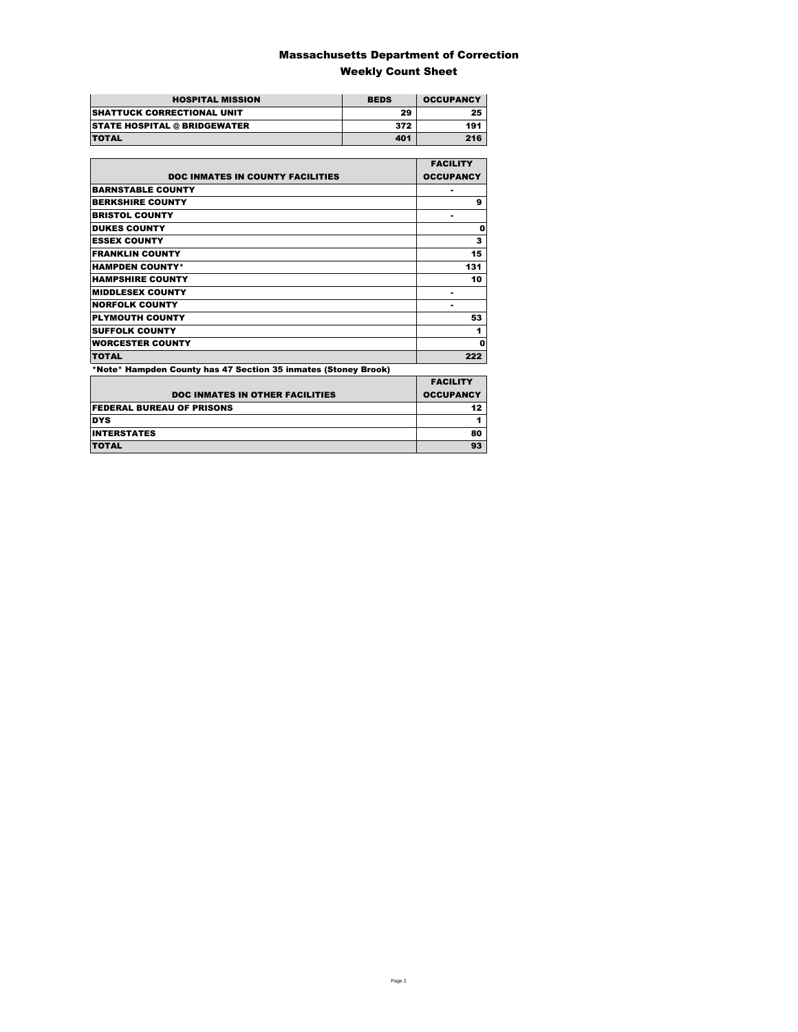# Massachusetts Department of Correction

## Weekly Count Sheet

| HOSPITAL MISSION | BEDS | OCCUPANCY |
|---|---|---|
| SHATTUCK CORRECTIONAL UNIT | 29 | 25 |
| STATE HOSPITAL @ BRIDGEWATER | 372 | 191 |
| TOTAL | 401 | 216 |

| DOC INMATES IN COUNTY FACILITIES | FACILITY OCCUPANCY |
|---|---|
| BARNSTABLE COUNTY | - |
| BERKSHIRE COUNTY | 9 |
| BRISTOL COUNTY | - |
| DUKES COUNTY | 0 |
| ESSEX COUNTY | 3 |
| FRANKLIN COUNTY | 15 |
| HAMPDEN COUNTY* | 131 |
| HAMPSHIRE COUNTY | 10 |
| MIDDLESEX COUNTY | - |
| NORFOLK COUNTY | - |
| PLYMOUTH COUNTY | 53 |
| SUFFOLK COUNTY | 1 |
| WORCESTER COUNTY | 0 |
| TOTAL | 222 |

*Note* Hampden County has 47 Section 35 inmates (Stoney Brook)

| DOC INMATES IN OTHER FACILITIES | FACILITY OCCUPANCY |
|---|---|
| FEDERAL BUREAU OF PRISONS | 12 |
| DYS | 1 |
| INTERSTATES | 80 |
| TOTAL | 93 |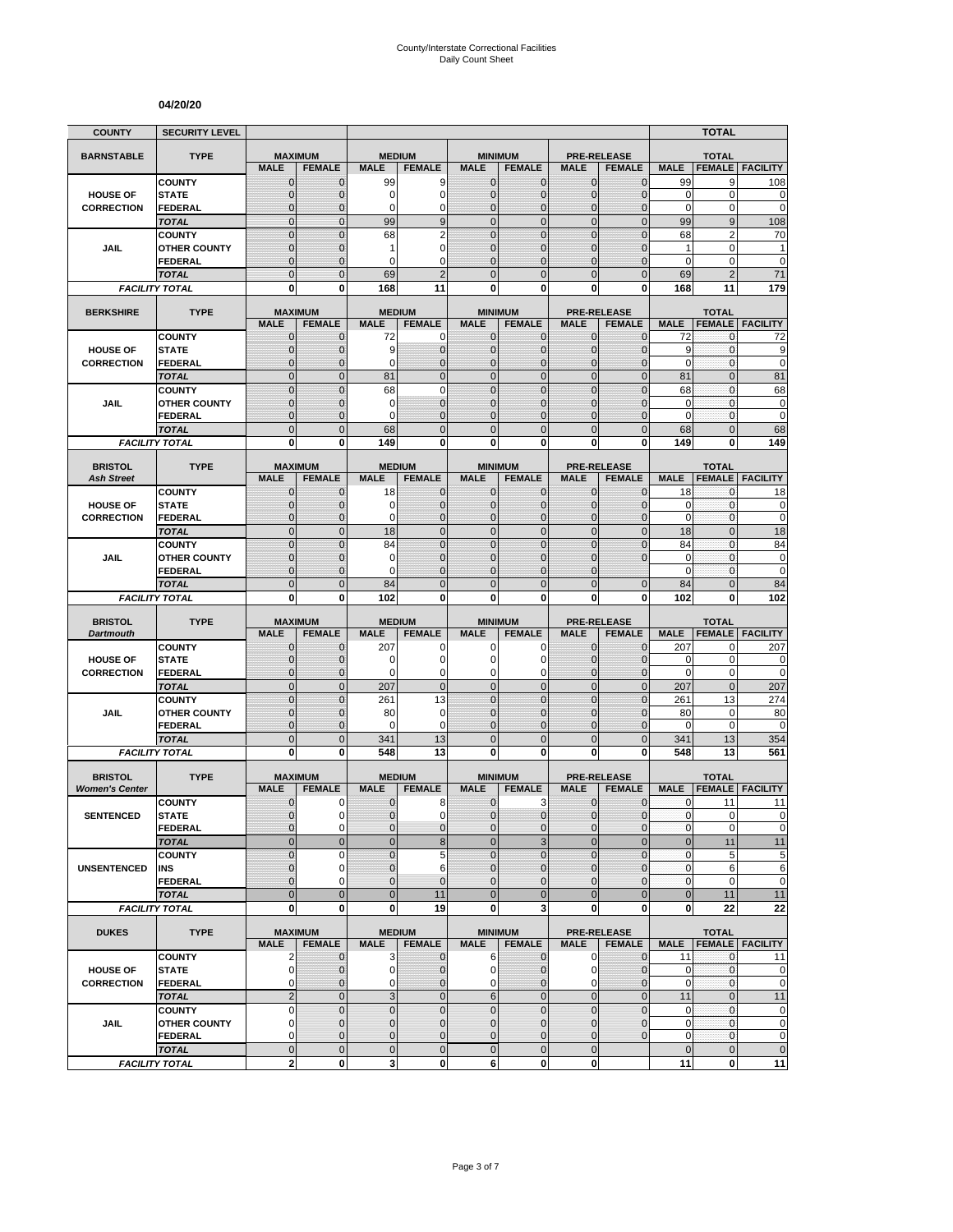County/Interstate Correctional Facilities
Daily Count Sheet

**04/20/20**

| COUNTY | SECURITY LEVEL | | | | | | | | | | TOTAL | |
|---|---|---|---|---|---|---|---|---|---|---|---|---|
| **BARNSTABLE** | **TYPE** | **MAXIMUM** | | **MEDIUM** | | **MINIMUM** | | **PRE-RELEASE** | | **TOTAL** | | |
| | | **MALE** | **FEMALE** | **MALE** | **FEMALE** | **MALE** | **FEMALE** | **MALE** | **FEMALE** | **MALE** | **FEMALE** | **FACILITY** |
| **HOUSE OF CORRECTION** | COUNTY | 0 | 0 | 99 | 9 | 0 | 0 | 0 | 0 | 99 | 9 | 108 |
| | STATE | 0 | 0 | 0 | 0 | 0 | 0 | 0 | 0 | 0 | 0 | 0 |
| | FEDERAL | 0 | 0 | 0 | 0 | 0 | 0 | 0 | 0 | 0 | 0 | 0 |
| | *TOTAL* | 0 | 0 | 99 | 9 | 0 | 0 | 0 | 0 | 99 | 9 | 108 |
| **JAIL** | COUNTY | 0 | 0 | 68 | 2 | 0 | 0 | 0 | 0 | 68 | 2 | 70 |
| | OTHER COUNTY | 0 | 0 | 1 | 0 | 0 | 0 | 0 | 0 | 1 | 0 | 1 |
| | FEDERAL | 0 | 0 | 0 | 0 | 0 | 0 | 0 | 0 | 0 | 0 | 0 |
| | *TOTAL* | 0 | 0 | 69 | 2 | 0 | 0 | 0 | 0 | 69 | 2 | 71 |
| *FACILITY TOTAL* | | **0** | **0** | **168** | **11** | **0** | **0** | **0** | **0** | **168** | **11** | **179** |

| **BERKSHIRE** | **TYPE** | **MAXIMUM** | | **MEDIUM** | | **MINIMUM** | | **PRE-RELEASE** | | **TOTAL** | | |
|---|---|---|---|---|---|---|---|---|---|---|---|---|
| | | **MALE** | **FEMALE** | **MALE** | **FEMALE** | **MALE** | **FEMALE** | **MALE** | **FEMALE** | **MALE** | **FEMALE** | **FACILITY** |
| **HOUSE OF CORRECTION** | COUNTY | 0 | 0 | 72 | 0 | 0 | 0 | 0 | 0 | 72 | 0 | 72 |
| | STATE | 0 | 0 | 9 | 0 | 0 | 0 | 0 | 0 | 9 | 0 | 9 |
| | FEDERAL | 0 | 0 | 0 | 0 | 0 | 0 | 0 | 0 | 0 | 0 | 0 |
| | *TOTAL* | 0 | 0 | 81 | 0 | 0 | 0 | 0 | 0 | 81 | 0 | 81 |
| **JAIL** | COUNTY | 0 | 0 | 68 | 0 | 0 | 0 | 0 | 0 | 68 | 0 | 68 |
| | OTHER COUNTY | 0 | 0 | 0 | 0 | 0 | 0 | 0 | 0 | 0 | 0 | 0 |
| | FEDERAL | 0 | 0 | 0 | 0 | 0 | 0 | 0 | 0 | 0 | 0 | 0 |
| | *TOTAL* | 0 | 0 | 68 | 0 | 0 | 0 | 0 | 0 | 68 | 0 | 68 |
| *FACILITY TOTAL* | | **0** | **0** | **149** | **0** | **0** | **0** | **0** | **0** | **149** | **0** | **149** |

| **BRISTOL** *Ash Street* | **TYPE** | **MAXIMUM** | | **MEDIUM** | | **MINIMUM** | | **PRE-RELEASE** | | **TOTAL** | | |
|---|---|---|---|---|---|---|---|---|---|---|---|---|
| | | **MALE** | **FEMALE** | **MALE** | **FEMALE** | **MALE** | **FEMALE** | **MALE** | **FEMALE** | **MALE** | **FEMALE** | **FACILITY** |
| **HOUSE OF CORRECTION** | COUNTY | 0 | 0 | 18 | 0 | 0 | 0 | 0 | 0 | 18 | 0 | 18 |
| | STATE | 0 | 0 | 0 | 0 | 0 | 0 | 0 | 0 | 0 | 0 | 0 |
| | FEDERAL | 0 | 0 | 0 | 0 | 0 | 0 | 0 | 0 | 0 | 0 | 0 |
| | *TOTAL* | 0 | 0 | 18 | 0 | 0 | 0 | 0 | 0 | 18 | 0 | 18 |
| **JAIL** | COUNTY | 0 | 0 | 84 | 0 | 0 | 0 | 0 | 0 | 84 | 0 | 84 |
| | OTHER COUNTY | 0 | 0 | 0 | 0 | 0 | 0 | 0 | 0 | 0 | 0 | 0 |
| | FEDERAL | 0 | 0 | 0 | 0 | 0 | 0 | 0 | | 0 | 0 | 0 |
| | *TOTAL* | 0 | 0 | 84 | 0 | 0 | 0 | 0 | 0 | 84 | 0 | 84 |
| *FACILITY TOTAL* | | **0** | **0** | **102** | **0** | **0** | **0** | **0** | **0** | **102** | **0** | **102** |

| **BRISTOL** *Dartmouth* | **TYPE** | **MAXIMUM** | | **MEDIUM** | | **MINIMUM** | | **PRE-RELEASE** | | **TOTAL** | | |
|---|---|---|---|---|---|---|---|---|---|---|---|---|
| | | **MALE** | **FEMALE** | **MALE** | **FEMALE** | **MALE** | **FEMALE** | **MALE** | **FEMALE** | **MALE** | **FEMALE** | **FACILITY** |
| **HOUSE OF CORRECTION** | COUNTY | 0 | 0 | 207 | 0 | 0 | 0 | 0 | 0 | 207 | 0 | 207 |
| | STATE | 0 | 0 | 0 | 0 | 0 | 0 | 0 | 0 | 0 | 0 | 0 |
| | FEDERAL | 0 | 0 | 0 | 0 | 0 | 0 | 0 | 0 | 0 | 0 | 0 |
| | *TOTAL* | 0 | 0 | 207 | 0 | 0 | 0 | 0 | 0 | 207 | 0 | 207 |
| **JAIL** | COUNTY | 0 | 0 | 261 | 13 | 0 | 0 | 0 | 0 | 261 | 13 | 274 |
| | OTHER COUNTY | 0 | 0 | 80 | 0 | 0 | 0 | 0 | 0 | 80 | 0 | 80 |
| | FEDERAL | 0 | 0 | 0 | 0 | 0 | 0 | 0 | 0 | 0 | 0 | 0 |
| | *TOTAL* | 0 | 0 | 341 | 13 | 0 | 0 | 0 | 0 | 341 | 13 | 354 |
| *FACILITY TOTAL* | | **0** | **0** | **548** | **13** | **0** | **0** | **0** | **0** | **548** | **13** | **561** |

| **BRISTOL** *Women's Center* | **TYPE** | **MAXIMUM** | | **MEDIUM** | | **MINIMUM** | | **PRE-RELEASE** | | **TOTAL** | | |
|---|---|---|---|---|---|---|---|---|---|---|---|---|
| | | **MALE** | **FEMALE** | **MALE** | **FEMALE** | **MALE** | **FEMALE** | **MALE** | **FEMALE** | **MALE** | **FEMALE** | **FACILITY** |
| **SENTENCED** | COUNTY | 0 | 0 | 0 | 8 | 0 | 3 | 0 | 0 | 0 | 11 | 11 |
| | STATE | 0 | 0 | 0 | 0 | 0 | 0 | 0 | 0 | 0 | 0 | 0 |
| | FEDERAL | 0 | 0 | 0 | 0 | 0 | 0 | 0 | 0 | 0 | 0 | 0 |
| | *TOTAL* | 0 | 0 | 0 | 8 | 0 | 3 | 0 | 0 | 0 | 11 | 11 |
| **UNSENTENCED** | COUNTY | 0 | 0 | 0 | 5 | 0 | 0 | 0 | 0 | 0 | 5 | 5 |
| | INS | 0 | 0 | 0 | 6 | 0 | 0 | 0 | 0 | 0 | 6 | 6 |
| | FEDERAL | 0 | 0 | 0 | 0 | 0 | 0 | 0 | 0 | 0 | 0 | 0 |
| | *TOTAL* | 0 | 0 | 0 | 11 | 0 | 0 | 0 | 0 | 0 | 11 | 11 |
| *FACILITY TOTAL* | | **0** | **0** | **0** | **19** | **0** | **3** | **0** | **0** | **0** | **22** | **22** |

| **DUKES** | **TYPE** | **MAXIMUM** | | **MEDIUM** | | **MINIMUM** | | **PRE-RELEASE** | | **TOTAL** | | |
|---|---|---|---|---|---|---|---|---|---|---|---|---|
| | | **MALE** | **FEMALE** | **MALE** | **FEMALE** | **MALE** | **FEMALE** | **MALE** | **FEMALE** | **MALE** | **FEMALE** | **FACILITY** |
| **HOUSE OF CORRECTION** | COUNTY | 2 | 0 | 3 | 0 | 6 | 0 | 0 | 0 | 11 | 0 | 11 |
| | STATE | 0 | 0 | 0 | 0 | 0 | 0 | 0 | 0 | 0 | 0 | 0 |
| | FEDERAL | 0 | 0 | 0 | 0 | 0 | 0 | 0 | 0 | 0 | 0 | 0 |
| | *TOTAL* | 2 | 0 | 3 | 0 | 6 | 0 | 0 | 0 | 11 | 0 | 11 |
| **JAIL** | COUNTY | 0 | 0 | 0 | 0 | 0 | 0 | 0 | 0 | 0 | 0 | 0 |
| | OTHER COUNTY | 0 | 0 | 0 | 0 | 0 | 0 | 0 | 0 | 0 | 0 | 0 |
| | FEDERAL | 0 | 0 | 0 | 0 | 0 | 0 | 0 | 0 | 0 | 0 | 0 |
| | *TOTAL* | 0 | 0 | 0 | 0 | 0 | 0 | 0 | | 0 | 0 | 0 |
| *FACILITY TOTAL* | | **2** | **0** | **3** | **0** | **6** | **0** | **0** | | **11** | **0** | **11** |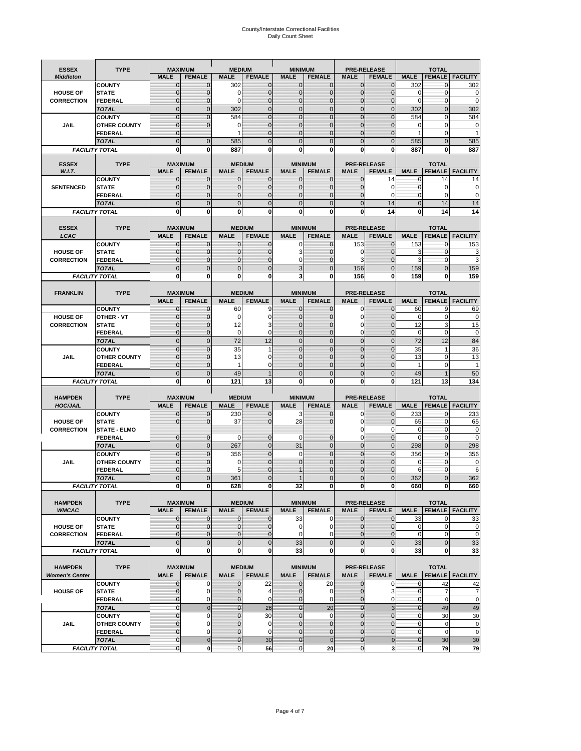# County/Interstate Correctional Facilities
# Daily Count Sheet

| ESSEX | TYPE | MAXIMUM | | MEDIUM | | MINIMUM | | PRE-RELEASE | | TOTAL | | |
|---|---|---|---|---|---|---|---|---|---|---|---|---|
| *Middleton* | | MALE | FEMALE | MALE | FEMALE | MALE | FEMALE | MALE | FEMALE | MALE | FEMALE | FACILITY |
| | COUNTY | 0 | 0 | 302 | 0 | 0 | 0 | 0 | 0 | 302 | 0 | 302 |
| HOUSE OF | STATE | 0 | 0 | 0 | 0 | 0 | 0 | 0 | 0 | 0 | 0 | 0 |
| CORRECTION | FEDERAL | 0 | 0 | 0 | 0 | 0 | 0 | 0 | 0 | 0 | 0 | 0 |
| | *TOTAL* | 0 | 0 | 302 | 0 | 0 | 0 | 0 | 0 | 302 | 0 | 302 |
| | COUNTY | 0 | 0 | 584 | 0 | 0 | 0 | 0 | 0 | 584 | 0 | 584 |
| JAIL | OTHER COUNTY | 0 | 0 | 0 | 0 | 0 | 0 | 0 | 0 | 0 | 0 | 0 |
| | FEDERAL | 0 | | 1 | 0 | 0 | 0 | 0 | 0 | 1 | 0 | 1 |
| | *TOTAL* | 0 | 0 | 585 | 0 | 0 | 0 | 0 | 0 | 585 | 0 | 585 |
| *FACILITY TOTAL* | | 0 | 0 | 887 | 0 | 0 | 0 | 0 | 0 | 887 | 0 | 887 |

| ESSEX | TYPE | MAXIMUM | | MEDIUM | | MINIMUM | | PRE-RELEASE | | TOTAL | | |
|---|---|---|---|---|---|---|---|---|---|---|---|---|
| *W.I.T.* | | MALE | FEMALE | MALE | FEMALE | MALE | FEMALE | MALE | FEMALE | MALE | FEMALE | FACILITY |
| | COUNTY | 0 | 0 | 0 | 0 | 0 | 0 | 0 | 14 | 0 | 14 | 14 |
| SENTENCED | STATE | 0 | 0 | 0 | 0 | 0 | 0 | 0 | 0 | 0 | 0 | 0 |
| | FEDERAL | 0 | 0 | 0 | 0 | 0 | 0 | 0 | 0 | 0 | 0 | 0 |
| | *TOTAL* | 0 | 0 | 0 | 0 | 0 | 0 | 0 | 14 | 0 | 14 | 14 |
| *FACILITY TOTAL* | | 0 | 0 | 0 | 0 | 0 | 0 | 0 | 14 | 0 | 14 | 14 |

| ESSEX | TYPE | MAXIMUM | | MEDIUM | | MINIMUM | | PRE-RELEASE | | TOTAL | | |
|---|---|---|---|---|---|---|---|---|---|---|---|---|
| *LCAC* | | MALE | FEMALE | MALE | FEMALE | MALE | FEMALE | MALE | FEMALE | MALE | FEMALE | FACILITY |
| | COUNTY | 0 | 0 | 0 | 0 | 0 | 0 | 153 | 0 | 153 | 0 | 153 |
| HOUSE OF | STATE | 0 | 0 | 0 | 0 | 3 | 0 | 0 | 0 | 3 | 0 | 3 |
| CORRECTION | FEDERAL | 0 | 0 | 0 | 0 | 0 | 0 | 3 | 0 | 3 | 0 | 3 |
| | *TOTAL* | 0 | 0 | 0 | 0 | 3 | 0 | 156 | 0 | 159 | 0 | 159 |
| *FACILITY TOTAL* | | 0 | 0 | 0 | 0 | 3 | 0 | 156 | 0 | 159 | 0 | 159 |

| FRANKLIN | TYPE | MAXIMUM | | MEDIUM | | MINIMUM | | PRE-RELEASE | | TOTAL | | |
|---|---|---|---|---|---|---|---|---|---|---|---|---|
| | | MALE | FEMALE | MALE | FEMALE | MALE | FEMALE | MALE | FEMALE | MALE | FEMALE | FACILITY |
| | COUNTY | 0 | 0 | 60 | 9 | 0 | 0 | 0 | 0 | 60 | 9 | 69 |
| HOUSE OF | OTHER - VT | 0 | 0 | 0 | 0 | 0 | 0 | 0 | 0 | 0 | 0 | 0 |
| CORRECTION | STATE | 0 | 0 | 12 | 3 | 0 | 0 | 0 | 0 | 12 | 3 | 15 |
| | FEDERAL | 0 | 0 | 0 | 0 | 0 | 0 | 0 | 0 | 0 | 0 | 0 |
| | *TOTAL* | 0 | 0 | 72 | 12 | 0 | 0 | 0 | 0 | 72 | 12 | 84 |
| | COUNTY | 0 | 0 | 35 | 1 | 0 | 0 | 0 | 0 | 35 | 1 | 36 |
| JAIL | OTHER COUNTY | 0 | 0 | 13 | 0 | 0 | 0 | 0 | 0 | 13 | 0 | 13 |
| | FEDERAL | 0 | 0 | 1 | 0 | 0 | 0 | 0 | 0 | 1 | 0 | 1 |
| | *TOTAL* | 0 | 0 | 49 | 1 | 0 | 0 | 0 | 0 | 49 | 1 | 50 |
| *FACILITY TOTAL* | | 0 | 0 | 121 | 13 | 0 | 0 | 0 | 0 | 121 | 13 | 134 |

| HAMPDEN | TYPE | MAXIMUM | | MEDIUM | | MINIMUM | | PRE-RELEASE | | TOTAL | | |
|---|---|---|---|---|---|---|---|---|---|---|---|---|
| *HOC/JAIL* | | MALE | FEMALE | MALE | FEMALE | MALE | FEMALE | MALE | FEMALE | MALE | FEMALE | FACILITY |
| | COUNTY | 0 | 0 | 230 | 0 | 3 | 0 | 0 | 0 | 233 | 0 | 233 |
| HOUSE OF | STATE | 0 | 0 | 37 | 0 | 28 | 0 | 0 | 0 | 65 | 0 | 65 |
| CORRECTION | STATE - ELMO | | | | | | | 0 | 0 | 0 | 0 | 0 |
| | FEDERAL | 0 | 0 | 0 | 0 | 0 | 0 | 0 | 0 | 0 | 0 | 0 |
| | *TOTAL* | 0 | 0 | 267 | 0 | 31 | 0 | 0 | 0 | 298 | 0 | 298 |
| | COUNTY | 0 | 0 | 356 | 0 | 0 | 0 | 0 | 0 | 356 | 0 | 356 |
| JAIL | OTHER COUNTY | 0 | 0 | 0 | 0 | 0 | 0 | 0 | 0 | 0 | 0 | 0 |
| | FEDERAL | 0 | 0 | 5 | 0 | 1 | 0 | 0 | 0 | 6 | 0 | 6 |
| | *TOTAL* | 0 | 0 | 361 | 0 | 1 | 0 | 0 | 0 | 362 | 0 | 362 |
| *FACILITY TOTAL* | | 0 | 0 | 628 | 0 | 32 | 0 | 0 | 0 | 660 | 0 | 660 |

| HAMPDEN | TYPE | MAXIMUM | | MEDIUM | | MINIMUM | | PRE-RELEASE | | TOTAL | | |
|---|---|---|---|---|---|---|---|---|---|---|---|---|
| *WMCAC* | | MALE | FEMALE | MALE | FEMALE | MALE | FEMALE | MALE | FEMALE | MALE | FEMALE | FACILITY |
| | COUNTY | 0 | 0 | 0 | 0 | 33 | 0 | 0 | 0 | 33 | 0 | 33 |
| HOUSE OF | STATE | 0 | 0 | 0 | 0 | 0 | 0 | 0 | 0 | 0 | 0 | 0 |
| CORRECTION | FEDERAL | 0 | 0 | 0 | 0 | 0 | 0 | 0 | 0 | 0 | 0 | 0 |
| | *TOTAL* | 0 | 0 | 0 | 0 | 33 | 0 | 0 | 0 | 33 | 0 | 33 |
| *FACILITY TOTAL* | | 0 | 0 | 0 | 0 | 33 | 0 | 0 | 0 | 33 | 0 | 33 |

| HAMPDEN | TYPE | MAXIMUM | | MEDIUM | | MINIMUM | | PRE-RELEASE | | TOTAL | | |
|---|---|---|---|---|---|---|---|---|---|---|---|---|
| *Women's Center* | | MALE | FEMALE | MALE | FEMALE | MALE | FEMALE | MALE | FEMALE | MALE | FEMALE | FACILITY |
| | COUNTY | 0 | 0 | 0 | 22 | 0 | 20 | 0 | 0 | 0 | 42 | 42 |
| HOUSE OF | STATE | 0 | 0 | 0 | 4 | 0 | 0 | 0 | 3 | 0 | 7 | 7 |
| | FEDERAL | 0 | 0 | 0 | 0 | 0 | 0 | 0 | 0 | 0 | 0 | 0 |
| | *TOTAL* | 0 | 0 | 0 | 26 | 0 | 20 | 0 | 3 | 0 | 49 | 49 |
| | COUNTY | 0 | 0 | 0 | 30 | 0 | 0 | 0 | 0 | 0 | 30 | 30 |
| JAIL | OTHER COUNTY | 0 | 0 | 0 | 0 | 0 | 0 | 0 | 0 | 0 | 0 | 0 |
| | FEDERAL | 0 | 0 | 0 | 0 | 0 | 0 | 0 | 0 | 0 | 0 | 0 |
| | *TOTAL* | 0 | 0 | 0 | 30 | 0 | 0 | 0 | 0 | 0 | 30 | 30 |
| *FACILITY TOTAL* | | 0 | 0 | 0 | 56 | 0 | 20 | 0 | 3 | 0 | 79 | 79 |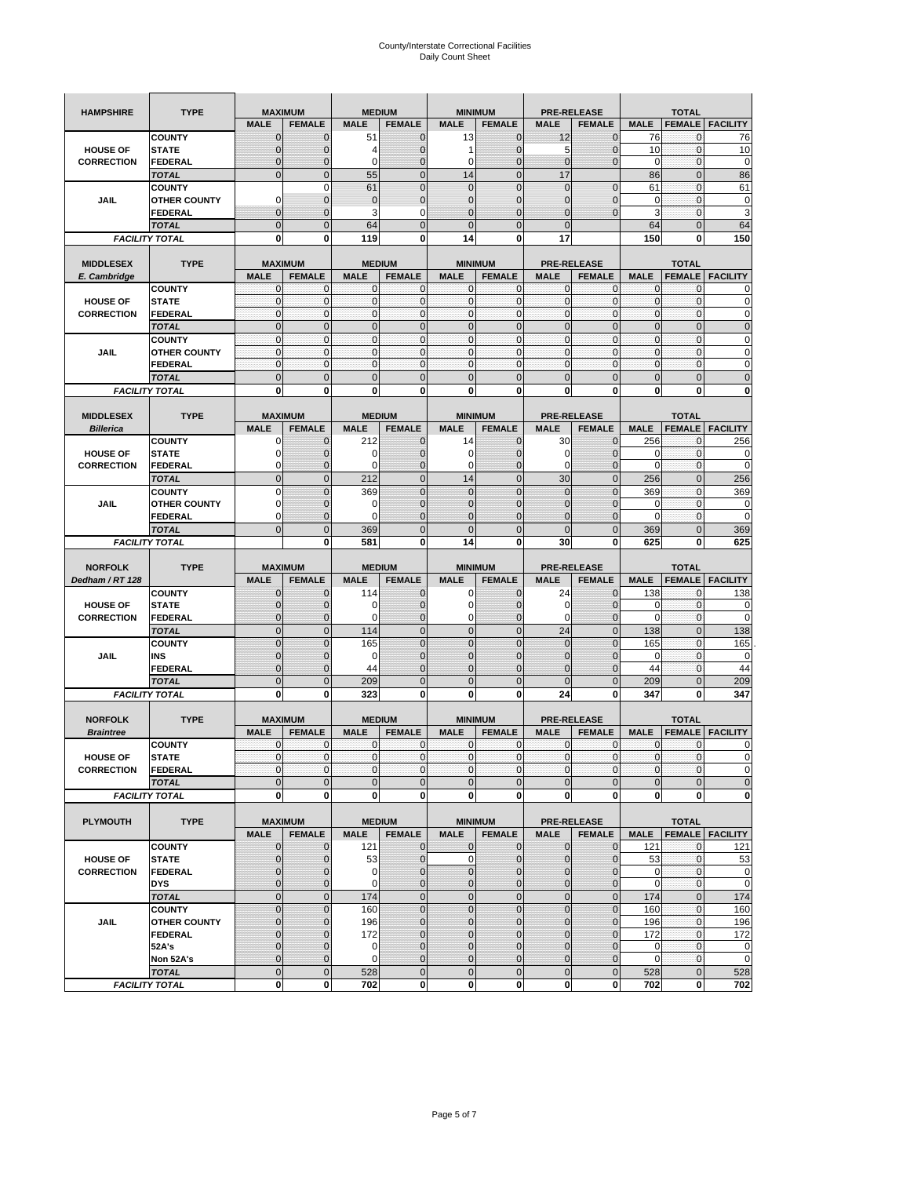# County/Interstate Correctional Facilities
## Daily Count Sheet

| HAMPSHIRE | TYPE | MAXIMUM | | MEDIUM | | MINIMUM | | PRE-RELEASE | | TOTAL | | |
|---|---|---|---|---|---|---|---|---|---|---|---|---|
| | | MALE | FEMALE | MALE | FEMALE | MALE | FEMALE | MALE | FEMALE | MALE | FEMALE | FACILITY |
| HOUSE OF CORRECTION | COUNTY | 0 | 0 | 51 | 0 | 13 | 0 | 12 | 0 | 76 | 0 | 76 |
| | STATE | 0 | 0 | 4 | 0 | 1 | 0 | 5 | 0 | 10 | 0 | 10 |
| | FEDERAL | 0 | 0 | 0 | 0 | 0 | 0 | 0 | 0 | 0 | 0 | 0 |
| | TOTAL | 0 | 0 | 55 | 0 | 14 | 0 | 17 | | 86 | 0 | 86 |
| JAIL | COUNTY | | 0 | 61 | 0 | 0 | 0 | 0 | 0 | 61 | 0 | 61 |
| | OTHER COUNTY | 0 | 0 | 0 | 0 | 0 | 0 | 0 | 0 | 0 | 0 | 0 |
| | FEDERAL | 0 | 0 | 3 | 0 | 0 | 0 | 0 | 0 | 3 | 0 | 3 |
| | TOTAL | 0 | 0 | 64 | 0 | 0 | 0 | 0 | | 64 | 0 | 64 |
| FACILITY TOTAL | | 0 | 0 | 119 | 0 | 14 | 0 | 17 | | 150 | 0 | 150 |

| MIDDLESEX E. Cambridge | TYPE | MAXIMUM | | MEDIUM | | MINIMUM | | PRE-RELEASE | | TOTAL | | |
|---|---|---|---|---|---|---|---|---|---|---|---|---|
| | | MALE | FEMALE | MALE | FEMALE | MALE | FEMALE | MALE | FEMALE | MALE | FEMALE | FACILITY |
| HOUSE OF CORRECTION | COUNTY | 0 | 0 | 0 | 0 | 0 | 0 | 0 | 0 | 0 | 0 | 0 |
| | STATE | 0 | 0 | 0 | 0 | 0 | 0 | 0 | 0 | 0 | 0 | 0 |
| | FEDERAL | 0 | 0 | 0 | 0 | 0 | 0 | 0 | 0 | 0 | 0 | 0 |
| | TOTAL | 0 | 0 | 0 | 0 | 0 | 0 | 0 | 0 | 0 | 0 | 0 |
| JAIL | COUNTY | 0 | 0 | 0 | 0 | 0 | 0 | 0 | 0 | 0 | 0 | 0 |
| | OTHER COUNTY | 0 | 0 | 0 | 0 | 0 | 0 | 0 | 0 | 0 | 0 | 0 |
| | FEDERAL | 0 | 0 | 0 | 0 | 0 | 0 | 0 | 0 | 0 | 0 | 0 |
| | TOTAL | 0 | 0 | 0 | 0 | 0 | 0 | 0 | 0 | 0 | 0 | 0 |
| FACILITY TOTAL | | 0 | 0 | 0 | 0 | 0 | 0 | 0 | 0 | 0 | 0 | 0 |

| MIDDLESEX Billerica | TYPE | MAXIMUM | | MEDIUM | | MINIMUM | | PRE-RELEASE | | TOTAL | | |
|---|---|---|---|---|---|---|---|---|---|---|---|---|
| | | MALE | FEMALE | MALE | FEMALE | MALE | FEMALE | MALE | FEMALE | MALE | FEMALE | FACILITY |
| HOUSE OF CORRECTION | COUNTY | 0 | 0 | 212 | 0 | 14 | 0 | 30 | 0 | 256 | 0 | 256 |
| | STATE | 0 | 0 | 0 | 0 | 0 | 0 | 0 | 0 | 0 | 0 | 0 |
| | FEDERAL | 0 | 0 | 0 | 0 | 0 | 0 | 0 | 0 | 0 | 0 | 0 |
| | TOTAL | 0 | 0 | 212 | 0 | 14 | 0 | 30 | 0 | 256 | 0 | 256 |
| JAIL | COUNTY | 0 | 0 | 369 | 0 | 0 | 0 | 0 | 0 | 369 | 0 | 369 |
| | OTHER COUNTY | 0 | 0 | 0 | 0 | 0 | 0 | 0 | 0 | 0 | 0 | 0 |
| | FEDERAL | 0 | 0 | 0 | 0 | 0 | 0 | 0 | 0 | 0 | 0 | 0 |
| | TOTAL | 0 | 0 | 369 | 0 | 0 | 0 | 0 | 0 | 369 | 0 | 369 |
| FACILITY TOTAL | | | 0 | 581 | 0 | 14 | 0 | 30 | 0 | 625 | 0 | 625 |

| NORFOLK Dedham / RT 128 | TYPE | MAXIMUM | | MEDIUM | | MINIMUM | | PRE-RELEASE | | TOTAL | | |
|---|---|---|---|---|---|---|---|---|---|---|---|---|
| | | MALE | FEMALE | MALE | FEMALE | MALE | FEMALE | MALE | FEMALE | MALE | FEMALE | FACILITY |
| HOUSE OF CORRECTION | COUNTY | 0 | 0 | 114 | 0 | 0 | 0 | 24 | 0 | 138 | 0 | 138 |
| | STATE | 0 | 0 | 0 | 0 | 0 | 0 | 0 | 0 | 0 | 0 | 0 |
| | FEDERAL | 0 | 0 | 0 | 0 | 0 | 0 | 0 | 0 | 0 | 0 | 0 |
| | TOTAL | 0 | 0 | 114 | 0 | 0 | 0 | 24 | 0 | 138 | 0 | 138 |
| JAIL | COUNTY | 0 | 0 | 165 | 0 | 0 | 0 | 0 | 0 | 165 | 0 | 165 |
| | INS | 0 | 0 | 0 | 0 | 0 | 0 | 0 | 0 | 0 | 0 | 0 |
| | FEDERAL | 0 | 0 | 44 | 0 | 0 | 0 | 0 | 0 | 44 | 0 | 44 |
| | TOTAL | 0 | 0 | 209 | 0 | 0 | 0 | 0 | 0 | 209 | 0 | 209 |
| FACILITY TOTAL | | 0 | 0 | 323 | 0 | 0 | 0 | 24 | 0 | 347 | 0 | 347 |

| NORFOLK Braintree | TYPE | MAXIMUM | | MEDIUM | | MINIMUM | | PRE-RELEASE | | TOTAL | | |
|---|---|---|---|---|---|---|---|---|---|---|---|---|
| | | MALE | FEMALE | MALE | FEMALE | MALE | FEMALE | MALE | FEMALE | MALE | FEMALE | FACILITY |
| HOUSE OF CORRECTION | COUNTY | 0 | 0 | 0 | 0 | 0 | 0 | 0 | 0 | 0 | 0 | 0 |
| | STATE | 0 | 0 | 0 | 0 | 0 | 0 | 0 | 0 | 0 | 0 | 0 |
| | FEDERAL | 0 | 0 | 0 | 0 | 0 | 0 | 0 | 0 | 0 | 0 | 0 |
| | TOTAL | 0 | 0 | 0 | 0 | 0 | 0 | 0 | 0 | 0 | 0 | 0 |
| FACILITY TOTAL | | 0 | 0 | 0 | 0 | 0 | 0 | 0 | 0 | 0 | 0 | 0 |

| PLYMOUTH | TYPE | MAXIMUM | | MEDIUM | | MINIMUM | | PRE-RELEASE | | TOTAL | | |
|---|---|---|---|---|---|---|---|---|---|---|---|---|
| | | MALE | FEMALE | MALE | FEMALE | MALE | FEMALE | MALE | FEMALE | MALE | FEMALE | FACILITY |
| HOUSE OF CORRECTION | COUNTY | 0 | 0 | 121 | 0 | 0 | 0 | 0 | 0 | 121 | 0 | 121 |
| | STATE | 0 | 0 | 53 | 0 | 0 | 0 | 0 | 0 | 53 | 0 | 53 |
| | FEDERAL | 0 | 0 | 0 | 0 | 0 | 0 | 0 | 0 | 0 | 0 | 0 |
| | DYS | 0 | 0 | 0 | 0 | 0 | 0 | 0 | 0 | 0 | 0 | 0 |
| | TOTAL | 0 | 0 | 174 | 0 | 0 | 0 | 0 | 0 | 174 | 0 | 174 |
| JAIL | COUNTY | 0 | 0 | 160 | 0 | 0 | 0 | 0 | 0 | 160 | 0 | 160 |
| | OTHER COUNTY | 0 | 0 | 196 | 0 | 0 | 0 | 0 | 0 | 196 | 0 | 196 |
| | FEDERAL | 0 | 0 | 172 | 0 | 0 | 0 | 0 | 0 | 172 | 0 | 172 |
| | 52A's | 0 | 0 | 0 | 0 | 0 | 0 | 0 | 0 | 0 | 0 | 0 |
| | Non 52A's | 0 | 0 | 0 | 0 | 0 | 0 | 0 | 0 | 0 | 0 | 0 |
| | TOTAL | 0 | 0 | 528 | 0 | 0 | 0 | 0 | 0 | 528 | 0 | 528 |
| FACILITY TOTAL | | 0 | 0 | 702 | 0 | 0 | 0 | 0 | 0 | 702 | 0 | 702 |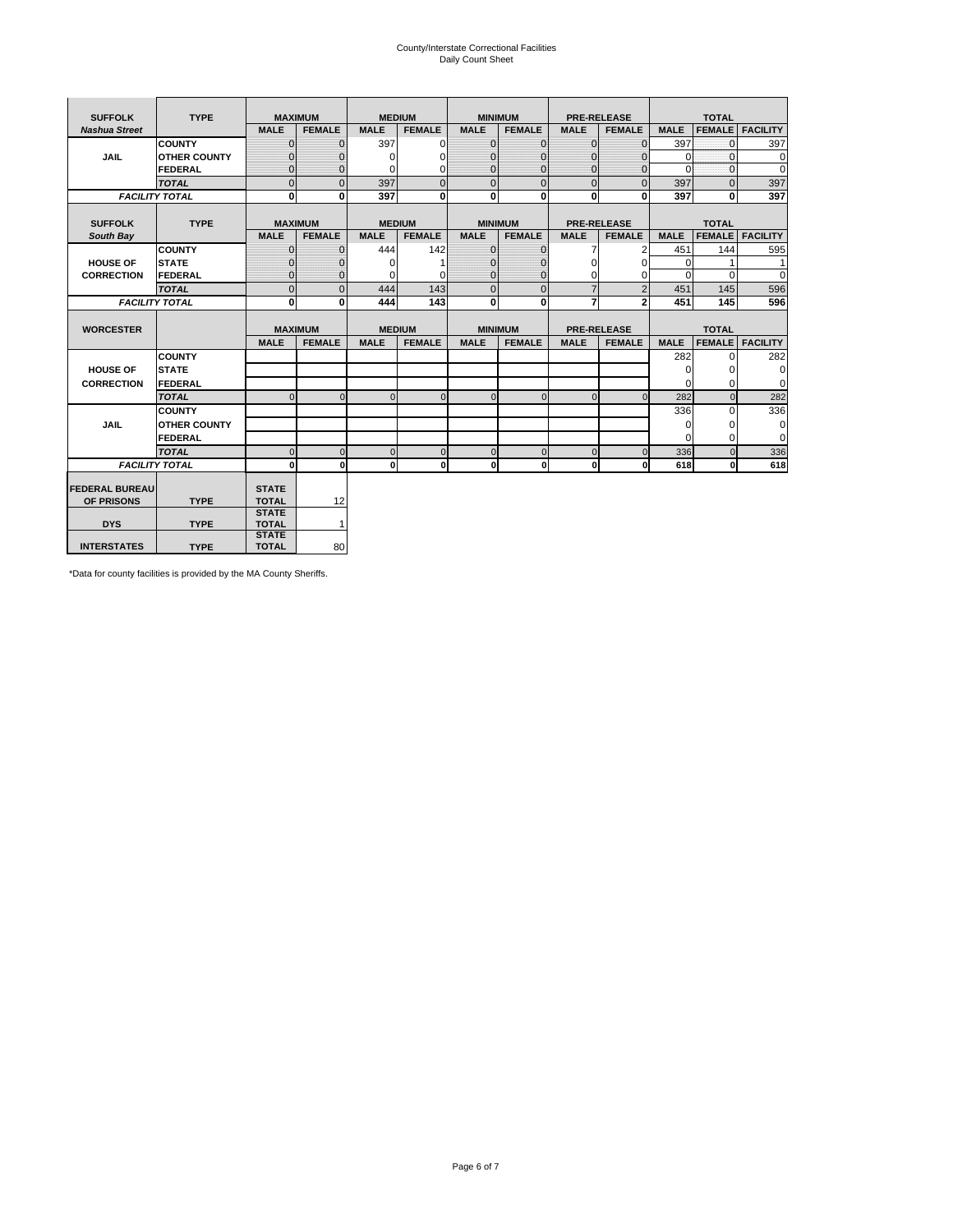# County/Interstate Correctional Facilities
## Daily Count Sheet

| SUFFOLK | TYPE | MAXIMUM | | MEDIUM | | MINIMUM | | PRE-RELEASE | | TOTAL | | |
|---|---|---|---|---|---|---|---|---|---|---|---|---|
| *Nashua Street* | | MALE | FEMALE | MALE | FEMALE | MALE | FEMALE | MALE | FEMALE | MALE | FEMALE | FACILITY |
| JAIL | COUNTY | 0 | 0 | 397 | 0 | 0 | 0 | 0 | 0 | 397 | 0 | 397 |
| | OTHER COUNTY | 0 | 0 | 0 | 0 | 0 | 0 | 0 | 0 | 0 | 0 | 0 |
| | FEDERAL | 0 | 0 | 0 | 0 | 0 | 0 | 0 | 0 | 0 | 0 | 0 |
| | *TOTAL* | 0 | 0 | 397 | 0 | 0 | 0 | 0 | 0 | 397 | 0 | 397 |
| *FACILITY TOTAL* | | 0 | 0 | 397 | 0 | 0 | 0 | 0 | 0 | 397 | 0 | 397 |

| SUFFOLK | TYPE | MAXIMUM | | MEDIUM | | MINIMUM | | PRE-RELEASE | | TOTAL | | |
|---|---|---|---|---|---|---|---|---|---|---|---|---|
| *South Bay* | | MALE | FEMALE | MALE | FEMALE | MALE | FEMALE | MALE | FEMALE | MALE | FEMALE | FACILITY |
| HOUSE OF CORRECTION | COUNTY | 0 | 0 | 444 | 142 | 0 | 0 | 7 | 2 | 451 | 144 | 595 |
| | STATE | 0 | 0 | 0 | 1 | 0 | 0 | 0 | 0 | 0 | 1 | 1 |
| | FEDERAL | 0 | 0 | 0 | 0 | 0 | 0 | 0 | 0 | 0 | 0 | 0 |
| | *TOTAL* | 0 | 0 | 444 | 143 | 0 | 0 | 7 | 2 | 451 | 145 | 596 |
| *FACILITY TOTAL* | | 0 | 0 | 444 | 143 | 0 | 0 | 7 | 2 | 451 | 145 | 596 |

| WORCESTER | | MAXIMUM | | MEDIUM | | MINIMUM | | PRE-RELEASE | | TOTAL | | |
|---|---|---|---|---|---|---|---|---|---|---|---|---|
| | | MALE | FEMALE | MALE | FEMALE | MALE | FEMALE | MALE | FEMALE | MALE | FEMALE | FACILITY |
| HOUSE OF CORRECTION | COUNTY | | | | | | | | | 282 | 0 | 282 |
| | STATE | | | | | | | | | 0 | 0 | 0 |
| | FEDERAL | | | | | | | | | 0 | 0 | 0 |
| | *TOTAL* | 0 | 0 | 0 | 0 | 0 | 0 | 0 | 0 | 282 | 0 | 282 |
| JAIL | COUNTY | | | | | | | | | 336 | 0 | 336 |
| | OTHER COUNTY | | | | | | | | | 0 | 0 | 0 |
| | FEDERAL | | | | | | | | | 0 | 0 | 0 |
| | *TOTAL* | 0 | 0 | 0 | 0 | 0 | 0 | 0 | 0 | 336 | 0 | 336 |
| *FACILITY TOTAL* | | 0 | 0 | 0 | 0 | 0 | 0 | 0 | 0 | 618 | 0 | 618 |

| | | | |
|---|---|---|---|
| FEDERAL BUREAU OF PRISONS | TYPE | STATE TOTAL | 12 |
| DYS | TYPE | STATE TOTAL | 1 |
| INTERSTATES | TYPE | STATE TOTAL | 80 |

*Data for county facilities is provided by the MA County Sheriffs.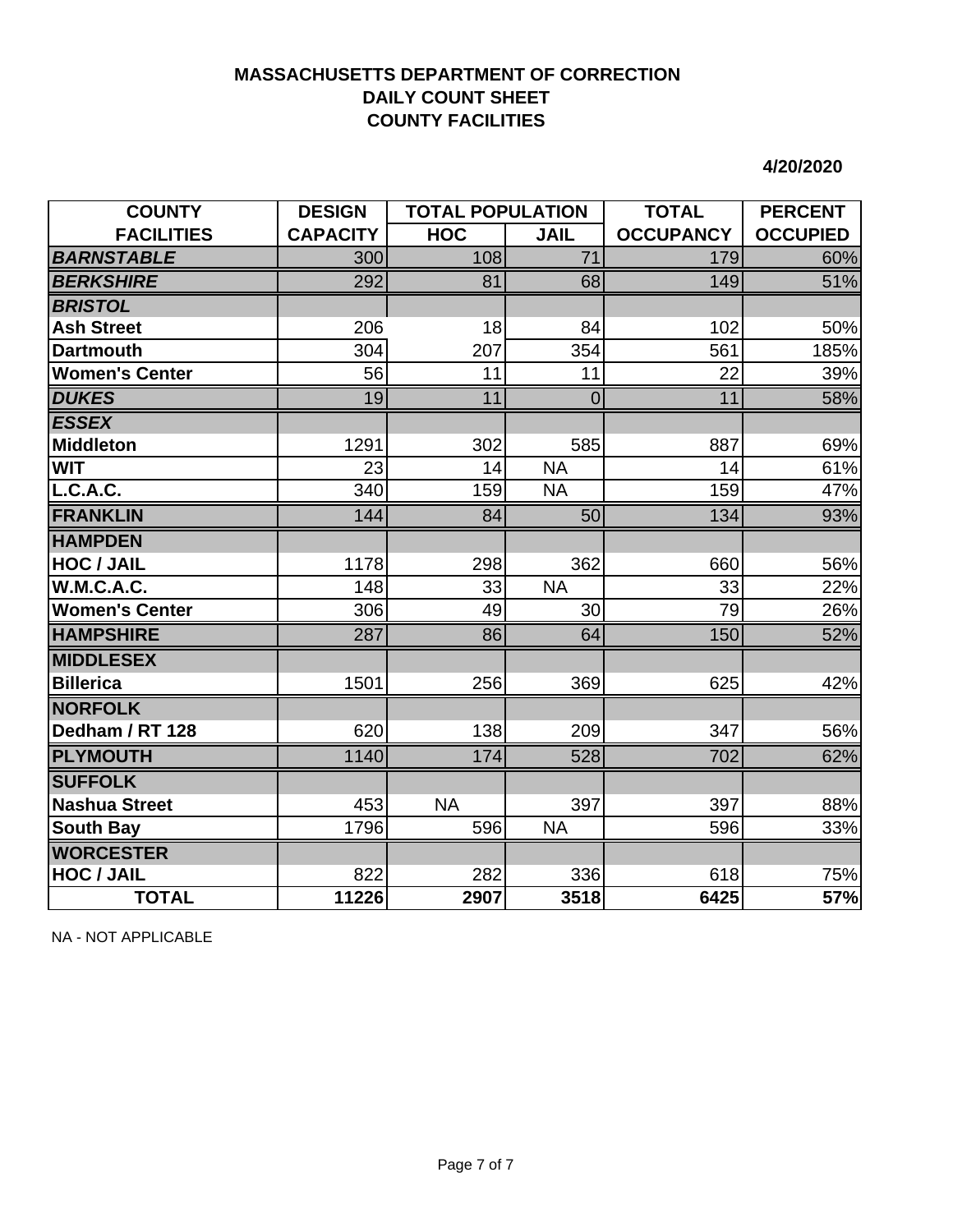# MASSACHUSETTS DEPARTMENT OF CORRECTION
## DAILY COUNT SHEET
## COUNTY FACILITIES

**4/20/2020**

| COUNTY FACILITIES | DESIGN CAPACITY | TOTAL POPULATION | | TOTAL OCCUPANCY | PERCENT OCCUPIED |
|---|---|---|---|---|---|
| | | HOC | JAIL | | |
| ***BARNSTABLE*** | 300 | 108 | 71 | 179 | 60% |
| ***BERKSHIRE*** | 292 | 81 | 68 | 149 | 51% |
| ***BRISTOL*** | | | | | |
| **Ash Street** | 206 | 18 | 84 | 102 | 50% |
| **Dartmouth** | 304 | 207 | 354 | 561 | 185% |
| **Women's Center** | 56 | 11 | 11 | 22 | 39% |
| ***DUKES*** | 19 | 11 | 0 | 11 | 58% |
| ***ESSEX*** | | | | | |
| **Middleton** | 1291 | 302 | 585 | 887 | 69% |
| **WIT** | 23 | 14 | NA | 14 | 61% |
| **L.C.A.C.** | 340 | 159 | NA | 159 | 47% |
| **FRANKLIN** | 144 | 84 | 50 | 134 | 93% |
| **HAMPDEN** | | | | | |
| **HOC / JAIL** | 1178 | 298 | 362 | 660 | 56% |
| **W.M.C.A.C.** | 148 | 33 | NA | 33 | 22% |
| **Women's Center** | 306 | 49 | 30 | 79 | 26% |
| **HAMPSHIRE** | 287 | 86 | 64 | 150 | 52% |
| **MIDDLESEX** | | | | | |
| **Billerica** | 1501 | 256 | 369 | 625 | 42% |
| **NORFOLK** | | | | | |
| **Dedham / RT 128** | 620 | 138 | 209 | 347 | 56% |
| **PLYMOUTH** | 1140 | 174 | 528 | 702 | 62% |
| **SUFFOLK** | | | | | |
| **Nashua Street** | 453 | NA | 397 | 397 | 88% |
| **South Bay** | 1796 | 596 | NA | 596 | 33% |
| **WORCESTER** | | | | | |
| **HOC / JAIL** | 822 | 282 | 336 | 618 | 75% |
| **TOTAL** | **11226** | **2907** | **3518** | **6425** | **57%** |

NA - NOT APPLICABLE